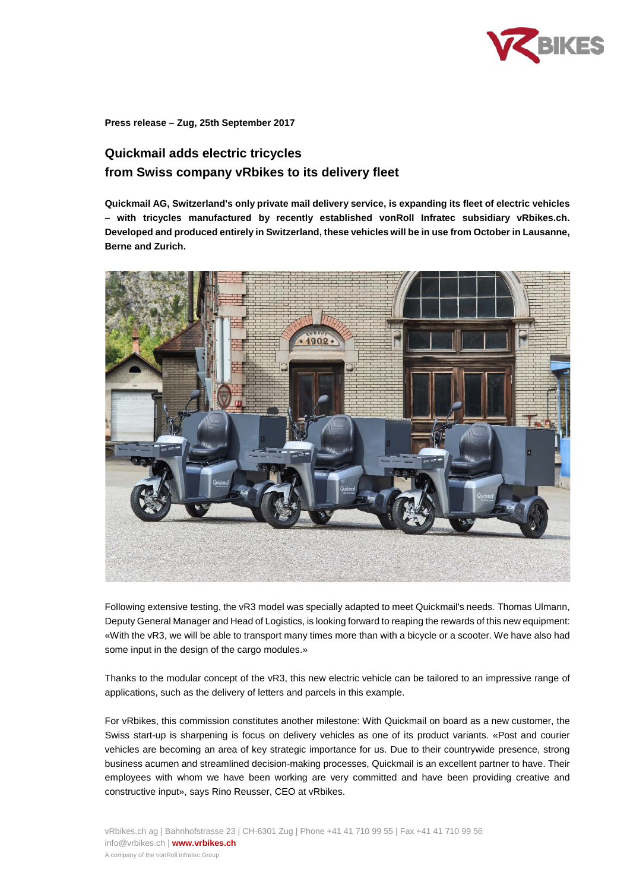**Press release – Zug, 25th September 2017**

## Quickmail adds electric tricycles from Swiss company vRbikes to its delivery fleet

**Quickmail AG, Switzerland's only private mail delivery service, is expanding its fleet of electric vehicles – with tricycles manufactured by recently established vonRoll Infratec subsidiary vRbikes.ch. Developed and produced entirely in Switzerland, these vehicles will be in use from October in Lausanne, Berne and Zurich.**

Following extensive testing, the vR3 model was specially adapted to meet Quickmail's needs. Thomas Ulmann, Deputy General Manager and Head of Logistics, is looking forward to reaping the rewards of this new equipment: «With the vR3, we will be able to transport many times more than with a bicycle or a scooter. We have also had some input in the design of the cargo modules.»

Thanks to the modular concept of the vR3, this new electric vehicle can be tailored to an impressive range of applications, such as the delivery of letters and parcels in this example.

For vRbikes, this commission constitutes another milestone: With Quickmail on board as a new customer, the Swiss start-up is sharpening is focus on delivery vehicles as one of its product variants. «Post and courier vehicles are becoming an area of key strategic importance for us. Due to their countrywide presence, strong business acumen and streamlined decision-making processes, Quickmail is an excellent partner to have. Their employees with whom we have been working are very committed and have been providing creative and constructive input», says Rino Reusser, CEO at vRbikes.

vRbikes.ch ag | Bahnhofstrasse 23 | CH-6301 Zug | Phone +41 41 710 99 55 | Fax +41 41 710 99 56
info@vrbikes.ch | **www.vrbikes.ch**
A company of the vonRoll infratec Group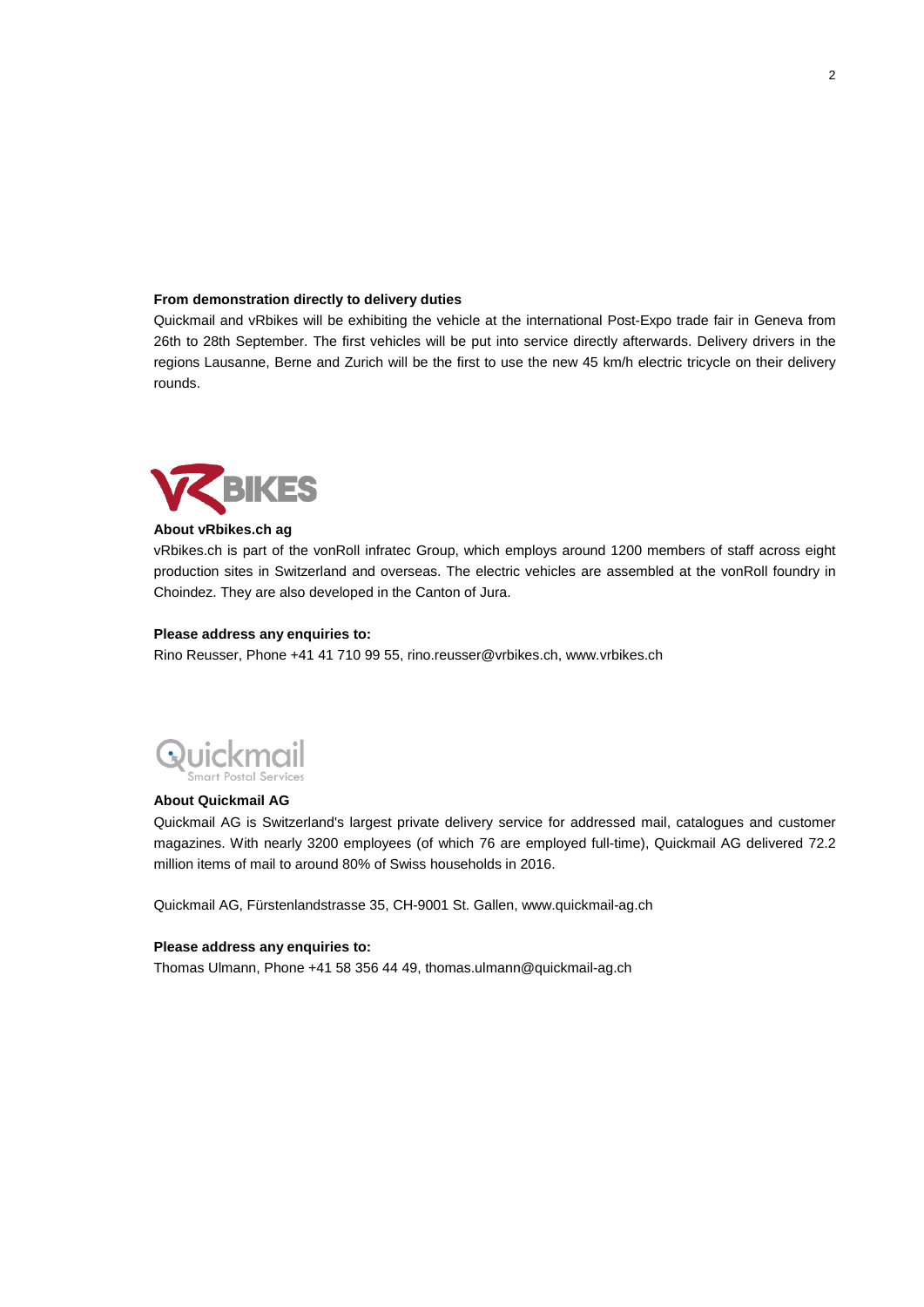**From demonstration directly to delivery duties**

Quickmail and vRbikes will be exhibiting the vehicle at the international Post-Expo trade fair in Geneva from 26th to 28th September. The first vehicles will be put into service directly afterwards. Delivery drivers in the regions Lausanne, Berne and Zurich will be the first to use the new 45 km/h electric tricycle on their delivery rounds.

**About vRbikes.ch ag**

vRbikes.ch is part of the vonRoll infratec Group, which employs around 1200 members of staff across eight production sites in Switzerland and overseas. The electric vehicles are assembled at the vonRoll foundry in Choindez. They are also developed in the Canton of Jura.

**Please address any enquiries to:**

Rino Reusser, Phone +41 41 710 99 55, rino.reusser@vrbikes.ch, www.vrbikes.ch

**About Quickmail AG**

Quickmail AG is Switzerland's largest private delivery service for addressed mail, catalogues and customer magazines. With nearly 3200 employees (of which 76 are employed full-time), Quickmail AG delivered 72.2 million items of mail to around 80% of Swiss households in 2016.

Quickmail AG, Fürstenlandstrasse 35, CH-9001 St. Gallen, www.quickmail-ag.ch

**Please address any enquiries to:**

Thomas Ulmann, Phone +41 58 356 44 49, thomas.ulmann@quickmail-ag.ch